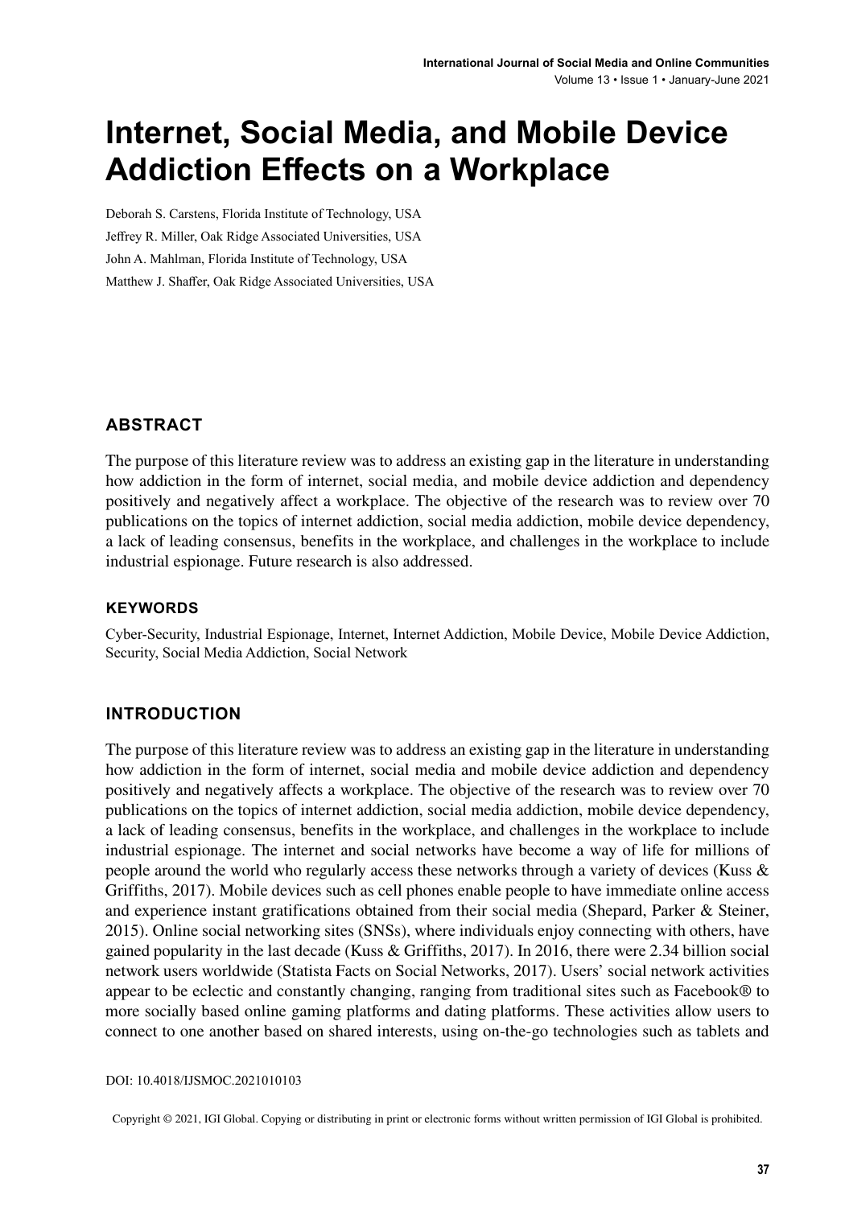# Internet, Social Media, and Mobile Device Addiction Effects on a Workplace

Deborah S. Carstens, Florida Institute of Technology, USA

Jeffrey R. Miller, Oak Ridge Associated Universities, USA

John A. Mahlman, Florida Institute of Technology, USA

Matthew J. Shaffer, Oak Ridge Associated Universities, USA

## ABSTRACT

The purpose of this literature review was to address an existing gap in the literature in understanding how addiction in the form of internet, social media, and mobile device addiction and dependency positively and negatively affect a workplace. The objective of the research was to review over 70 publications on the topics of internet addiction, social media addiction, mobile device dependency, a lack of leading consensus, benefits in the workplace, and challenges in the workplace to include industrial espionage. Future research is also addressed.

### KEYWORDS

Cyber-Security, Industrial Espionage, Internet, Internet Addiction, Mobile Device, Mobile Device Addiction, Security, Social Media Addiction, Social Network

## INTRODUCTION

The purpose of this literature review was to address an existing gap in the literature in understanding how addiction in the form of internet, social media and mobile device addiction and dependency positively and negatively affects a workplace. The objective of the research was to review over 70 publications on the topics of internet addiction, social media addiction, mobile device dependency, a lack of leading consensus, benefits in the workplace, and challenges in the workplace to include industrial espionage. The internet and social networks have become a way of life for millions of people around the world who regularly access these networks through a variety of devices (Kuss & Griffiths, 2017). Mobile devices such as cell phones enable people to have immediate online access and experience instant gratifications obtained from their social media (Shepard, Parker & Steiner, 2015). Online social networking sites (SNSs), where individuals enjoy connecting with others, have gained popularity in the last decade (Kuss & Griffiths, 2017). In 2016, there were 2.34 billion social network users worldwide (Statista Facts on Social Networks, 2017). Users' social network activities appear to be eclectic and constantly changing, ranging from traditional sites such as Facebook® to more socially based online gaming platforms and dating platforms. These activities allow users to connect to one another based on shared interests, using on-the-go technologies such as tablets and

DOI: 10.4018/IJSMOC.2021010103

Copyright © 2021, IGI Global. Copying or distributing in print or electronic forms without written permission of IGI Global is prohibited.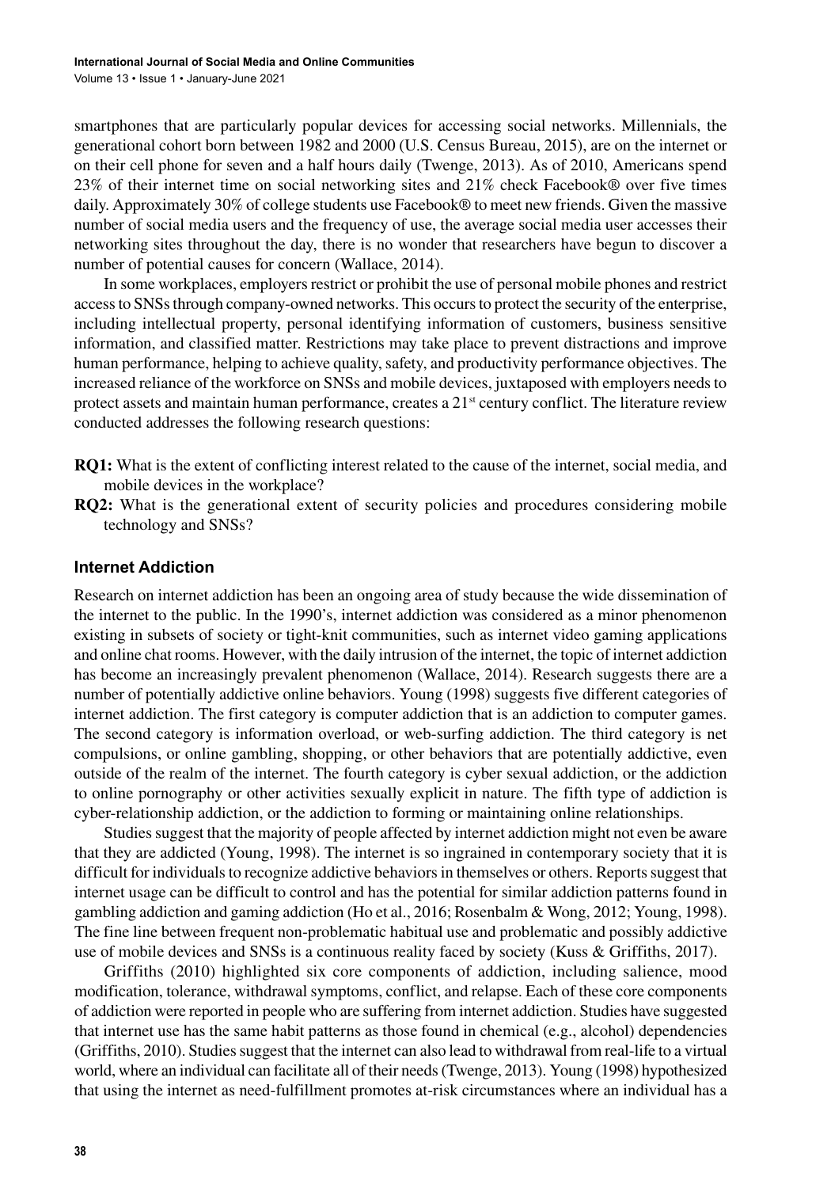smartphones that are particularly popular devices for accessing social networks. Millennials, the generational cohort born between 1982 and 2000 (U.S. Census Bureau, 2015), are on the internet or on their cell phone for seven and a half hours daily (Twenge, 2013). As of 2010, Americans spend 23% of their internet time on social networking sites and 21% check Facebook® over five times daily. Approximately 30% of college students use Facebook® to meet new friends. Given the massive number of social media users and the frequency of use, the average social media user accesses their networking sites throughout the day, there is no wonder that researchers have begun to discover a number of potential causes for concern (Wallace, 2014).

In some workplaces, employers restrict or prohibit the use of personal mobile phones and restrict access to SNSs through company-owned networks. This occurs to protect the security of the enterprise, including intellectual property, personal identifying information of customers, business sensitive information, and classified matter. Restrictions may take place to prevent distractions and improve human performance, helping to achieve quality, safety, and productivity performance objectives. The increased reliance of the workforce on SNSs and mobile devices, juxtaposed with employers needs to protect assets and maintain human performance, creates a 21st century conflict. The literature review conducted addresses the following research questions:

**RQ1:** What is the extent of conflicting interest related to the cause of the internet, social media, and mobile devices in the workplace?

**RQ2:** What is the generational extent of security policies and procedures considering mobile technology and SNSs?

## Internet Addiction

Research on internet addiction has been an ongoing area of study because the wide dissemination of the internet to the public. In the 1990's, internet addiction was considered as a minor phenomenon existing in subsets of society or tight-knit communities, such as internet video gaming applications and online chat rooms. However, with the daily intrusion of the internet, the topic of internet addiction has become an increasingly prevalent phenomenon (Wallace, 2014). Research suggests there are a number of potentially addictive online behaviors. Young (1998) suggests five different categories of internet addiction. The first category is computer addiction that is an addiction to computer games. The second category is information overload, or web-surfing addiction. The third category is net compulsions, or online gambling, shopping, or other behaviors that are potentially addictive, even outside of the realm of the internet. The fourth category is cyber sexual addiction, or the addiction to online pornography or other activities sexually explicit in nature. The fifth type of addiction is cyber-relationship addiction, or the addiction to forming or maintaining online relationships.

Studies suggest that the majority of people affected by internet addiction might not even be aware that they are addicted (Young, 1998). The internet is so ingrained in contemporary society that it is difficult for individuals to recognize addictive behaviors in themselves or others. Reports suggest that internet usage can be difficult to control and has the potential for similar addiction patterns found in gambling addiction and gaming addiction (Ho et al., 2016; Rosenbalm & Wong, 2012; Young, 1998). The fine line between frequent non-problematic habitual use and problematic and possibly addictive use of mobile devices and SNSs is a continuous reality faced by society (Kuss & Griffiths, 2017).

Griffiths (2010) highlighted six core components of addiction, including salience, mood modification, tolerance, withdrawal symptoms, conflict, and relapse. Each of these core components of addiction were reported in people who are suffering from internet addiction. Studies have suggested that internet use has the same habit patterns as those found in chemical (e.g., alcohol) dependencies (Griffiths, 2010). Studies suggest that the internet can also lead to withdrawal from real-life to a virtual world, where an individual can facilitate all of their needs (Twenge, 2013). Young (1998) hypothesized that using the internet as need-fulfillment promotes at-risk circumstances where an individual has a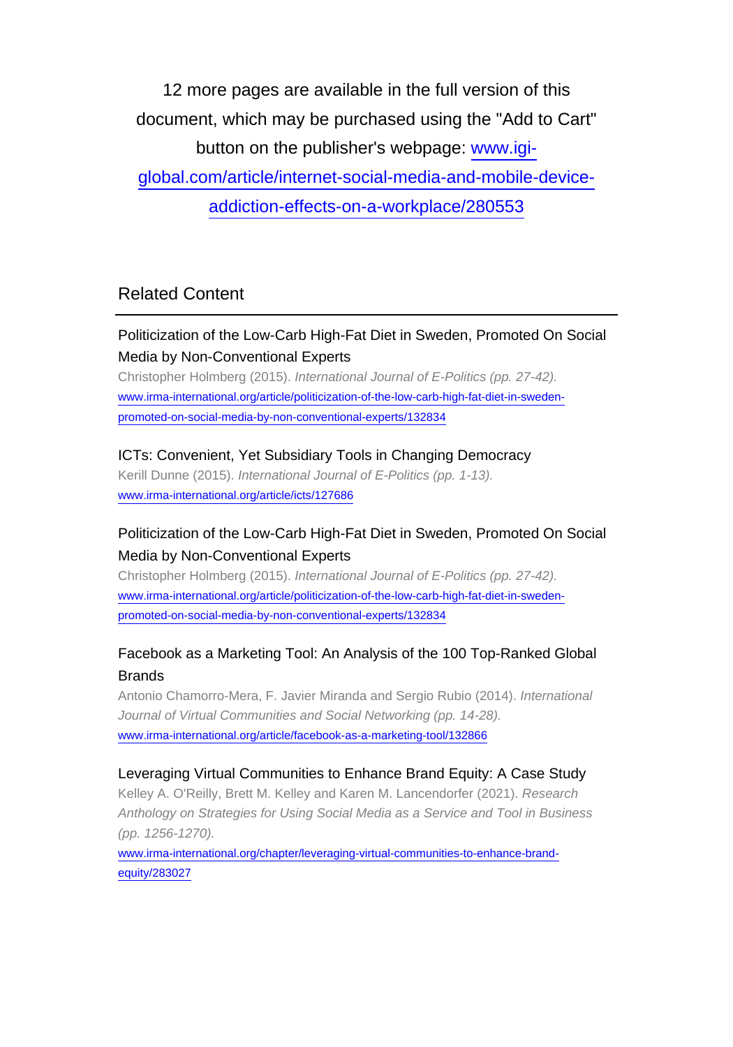12 more pages are available in the full version of this document, which may be purchased using the "Add to Cart" button on the publisher's webpage: www.igi-global.com/article/internet-social-media-and-mobile-device-addiction-effects-on-a-workplace/280553

## Related Content

Politicization of the Low-Carb High-Fat Diet in Sweden, Promoted On Social Media by Non-Conventional Experts
Christopher Holmberg (2015). *International Journal of E-Politics (pp. 27-42).*
www.irma-international.org/article/politicization-of-the-low-carb-high-fat-diet-in-sweden-promoted-on-social-media-by-non-conventional-experts/132834

ICTs: Convenient, Yet Subsidiary Tools in Changing Democracy
Kerill Dunne (2015). *International Journal of E-Politics (pp. 1-13).*
www.irma-international.org/article/icts/127686

Politicization of the Low-Carb High-Fat Diet in Sweden, Promoted On Social Media by Non-Conventional Experts
Christopher Holmberg (2015). *International Journal of E-Politics (pp. 27-42).*
www.irma-international.org/article/politicization-of-the-low-carb-high-fat-diet-in-sweden-promoted-on-social-media-by-non-conventional-experts/132834

Facebook as a Marketing Tool: An Analysis of the 100 Top-Ranked Global Brands
Antonio Chamorro-Mera, F. Javier Miranda and Sergio Rubio (2014). *International Journal of Virtual Communities and Social Networking (pp. 14-28).*
www.irma-international.org/article/facebook-as-a-marketing-tool/132866

Leveraging Virtual Communities to Enhance Brand Equity: A Case Study
Kelley A. O'Reilly, Brett M. Kelley and Karen M. Lancendorfer (2021). *Research Anthology on Strategies for Using Social Media as a Service and Tool in Business (pp. 1256-1270).*
www.irma-international.org/chapter/leveraging-virtual-communities-to-enhance-brand-equity/283027